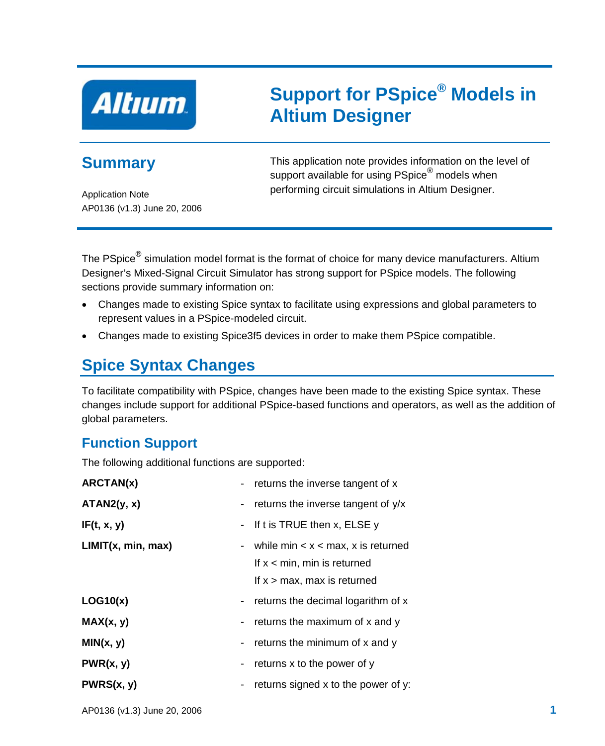Altium

# Support for PSpice® Models in Altium Designer

## Summary

Application Note
AP0136 (v1.3) June 20, 2006

This application note provides information on the level of support available for using PSpice® models when performing circuit simulations in Altium Designer.

The PSpice® simulation model format is the format of choice for many device manufacturers. Altium Designer's Mixed-Signal Circuit Simulator has strong support for PSpice models. The following sections provide summary information on:

- Changes made to existing Spice syntax to facilitate using expressions and global parameters to represent values in a PSpice-modeled circuit.
- Changes made to existing Spice3f5 devices in order to make them PSpice compatible.

## Spice Syntax Changes

To facilitate compatibility with PSpice, changes have been made to the existing Spice syntax. These changes include support for additional PSpice-based functions and operators, as well as the addition of global parameters.

### Function Support

The following additional functions are supported:

**ARCTAN(x)** - returns the inverse tangent of x

**ATAN2(y, x)** - returns the inverse tangent of y/x

**IF(t, x, y)** - If t is TRUE then x, ELSE y

**LIMIT(x, min, max)** - while min < x < max, x is returned
If x < min, min is returned
If x > max, max is returned

**LOG10(x)** - returns the decimal logarithm of x

**MAX(x, y)** - returns the maximum of x and y

**MIN(x, y)** - returns the minimum of x and y

**PWR(x, y)** - returns x to the power of y

**PWRS(x, y)** - returns signed x to the power of y: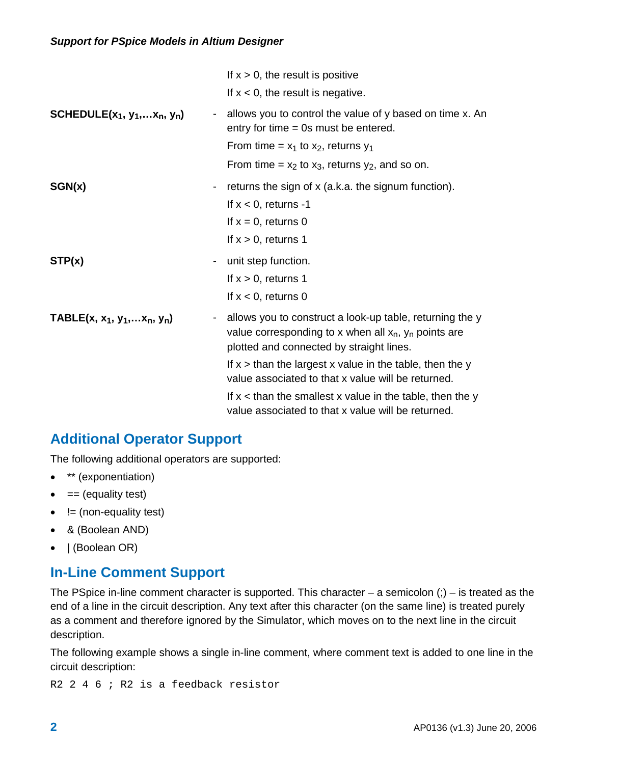If x > 0, the result is positive

If x < 0, the result is negative.

**SCHEDULE($x_1$, $y_1$,…$x_n$, $y_n$)** - allows you to control the value of y based on time x. An entry for time = 0s must be entered.

From time = $x_1$ to $x_2$, returns $y_1$

From time = $x_2$ to $x_3$, returns $y_2$, and so on.

**SGN(x)** - returns the sign of x (a.k.a. the signum function).

If x < 0, returns -1

If x = 0, returns 0

If x > 0, returns 1

**STP(x)** - unit step function.

If x > 0, returns 1

If x < 0, returns 0

**TABLE(x, $x_1$, $y_1$,…$x_n$, $y_n$)** - allows you to construct a look-up table, returning the y value corresponding to x when all $x_n$, $y_n$ points are plotted and connected by straight lines.

If x > than the largest x value in the table, then the y value associated to that x value will be returned.

If x < than the smallest x value in the table, then the y value associated to that x value will be returned.

## Additional Operator Support

The following additional operators are supported:

- ** (exponentiation)
- == (equality test)
- != (non-equality test)
- & (Boolean AND)
- | (Boolean OR)

## In-Line Comment Support

The PSpice in-line comment character is supported. This character – a semicolon (;) – is treated as the end of a line in the circuit description. Any text after this character (on the same line) is treated purely as a comment and therefore ignored by the Simulator, which moves on to the next line in the circuit description.

The following example shows a single in-line comment, where comment text is added to one line in the circuit description:

```
R2 2 4 6 ; R2 is a feedback resistor
```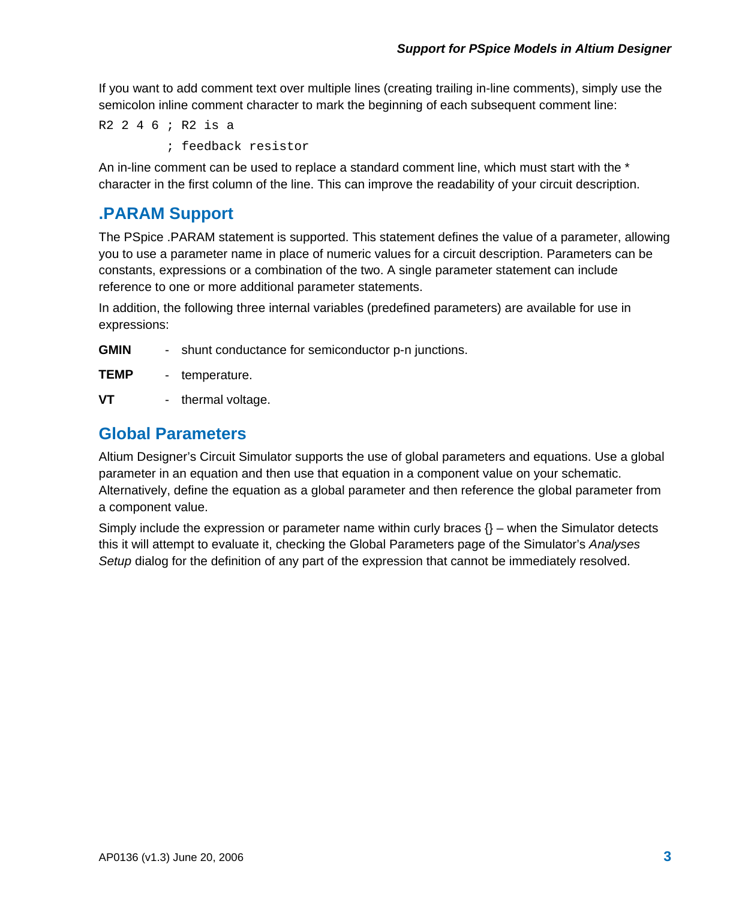If you want to add comment text over multiple lines (creating trailing in-line comments), simply use the semicolon inline comment character to mark the beginning of each subsequent comment line:

```
R2 2 4 6 ; R2 is a
         ; feedback resistor
```

An in-line comment can be used to replace a standard comment line, which must start with the * character in the first column of the line. This can improve the readability of your circuit description.

## .PARAM Support

The PSpice .PARAM statement is supported. This statement defines the value of a parameter, allowing you to use a parameter name in place of numeric values for a circuit description. Parameters can be constants, expressions or a combination of the two. A single parameter statement can include reference to one or more additional parameter statements.

In addition, the following three internal variables (predefined parameters) are available for use in expressions:

**GMIN** - shunt conductance for semiconductor p-n junctions.

**TEMP** - temperature.

**VT** - thermal voltage.

## Global Parameters

Altium Designer's Circuit Simulator supports the use of global parameters and equations. Use a global parameter in an equation and then use that equation in a component value on your schematic. Alternatively, define the equation as a global parameter and then reference the global parameter from a component value.

Simply include the expression or parameter name within curly braces {} – when the Simulator detects this it will attempt to evaluate it, checking the Global Parameters page of the Simulator's *Analyses Setup* dialog for the definition of any part of the expression that cannot be immediately resolved.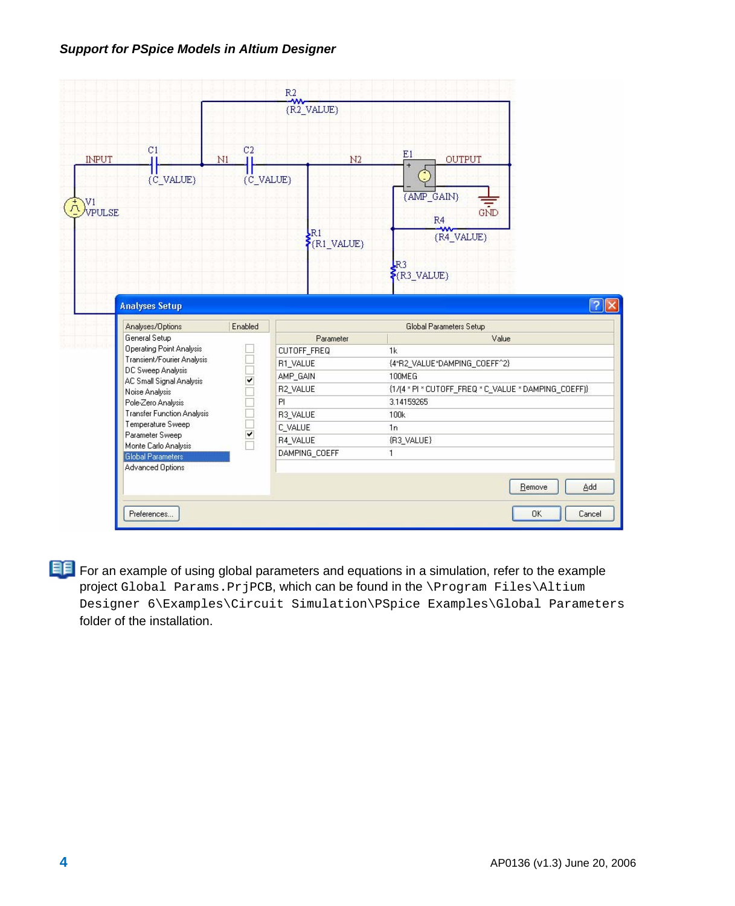For an example of using global parameters and equations in a simulation, refer to the example project `Global Params.PrjPCB`, which can be found in the `\Program Files\Altium Designer 6\Examples\Circuit Simulation\PSpice Examples\Global Parameters` folder of the installation.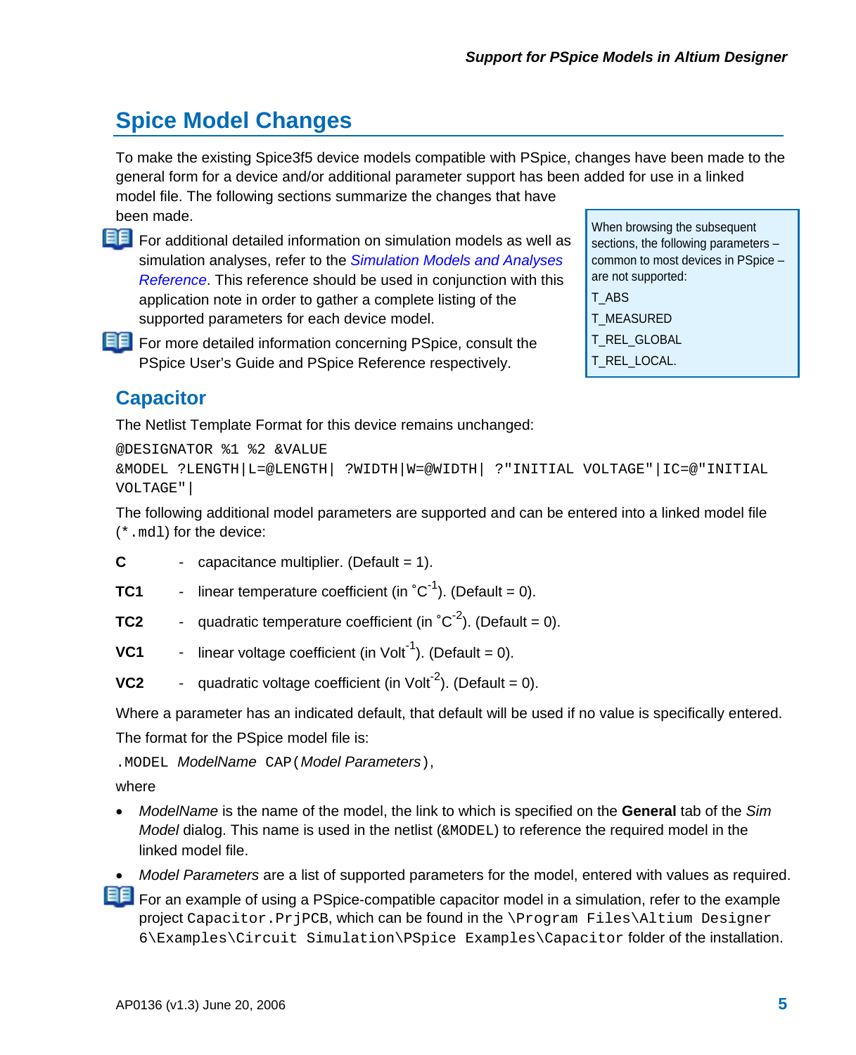## Spice Model Changes

To make the existing Spice3f5 device models compatible with PSpice, changes have been made to the general form for a device and/or additional parameter support has been added for use in a linked model file. The following sections summarize the changes that have been made.

For additional detailed information on simulation models as well as simulation analyses, refer to the *Simulation Models and Analyses Reference*. This reference should be used in conjunction with this application note in order to gather a complete listing of the supported parameters for each device model.

For more detailed information concerning PSpice, consult the PSpice User's Guide and PSpice Reference respectively.

> When browsing the subsequent sections, the following parameters – common to most devices in PSpice – are not supported:
>
> T_ABS
>
> T_MEASURED
>
> T_REL_GLOBAL
>
> T_REL_LOCAL.

### Capacitor

The Netlist Template Format for this device remains unchanged:

```
@DESIGNATOR %1 %2 &VALUE
&MODEL ?LENGTH|L=@LENGTH| ?WIDTH|W=@WIDTH| ?"INITIAL VOLTAGE"|IC=@"INITIAL VOLTAGE"|
```

The following additional model parameters are supported and can be entered into a linked model file (`*.mdl`) for the device:

**C** - capacitance multiplier. (Default = 1).

**TC1** - linear temperature coefficient (in $^{\circ}C^{-1}$). (Default = 0).

**TC2** - quadratic temperature coefficient (in $^{\circ}C^{-2}$). (Default = 0).

**VC1** - linear voltage coefficient (in $Volt^{-1}$). (Default = 0).

**VC2** - quadratic voltage coefficient (in $Volt^{-2}$). (Default = 0).

Where a parameter has an indicated default, that default will be used if no value is specifically entered.

The format for the PSpice model file is:

`.MODEL` *ModelName* `CAP(`*Model Parameters*`)`,

where

- *ModelName* is the name of the model, the link to which is specified on the **General** tab of the *Sim Model* dialog. This name is used in the netlist (`&MODEL`) to reference the required model in the linked model file.
- *Model Parameters* are a list of supported parameters for the model, entered with values as required.

For an example of using a PSpice-compatible capacitor model in a simulation, refer to the example project `Capacitor.PrjPCB`, which can be found in the `\Program Files\Altium Designer 6\Examples\Circuit Simulation\PSpice Examples\Capacitor` folder of the installation.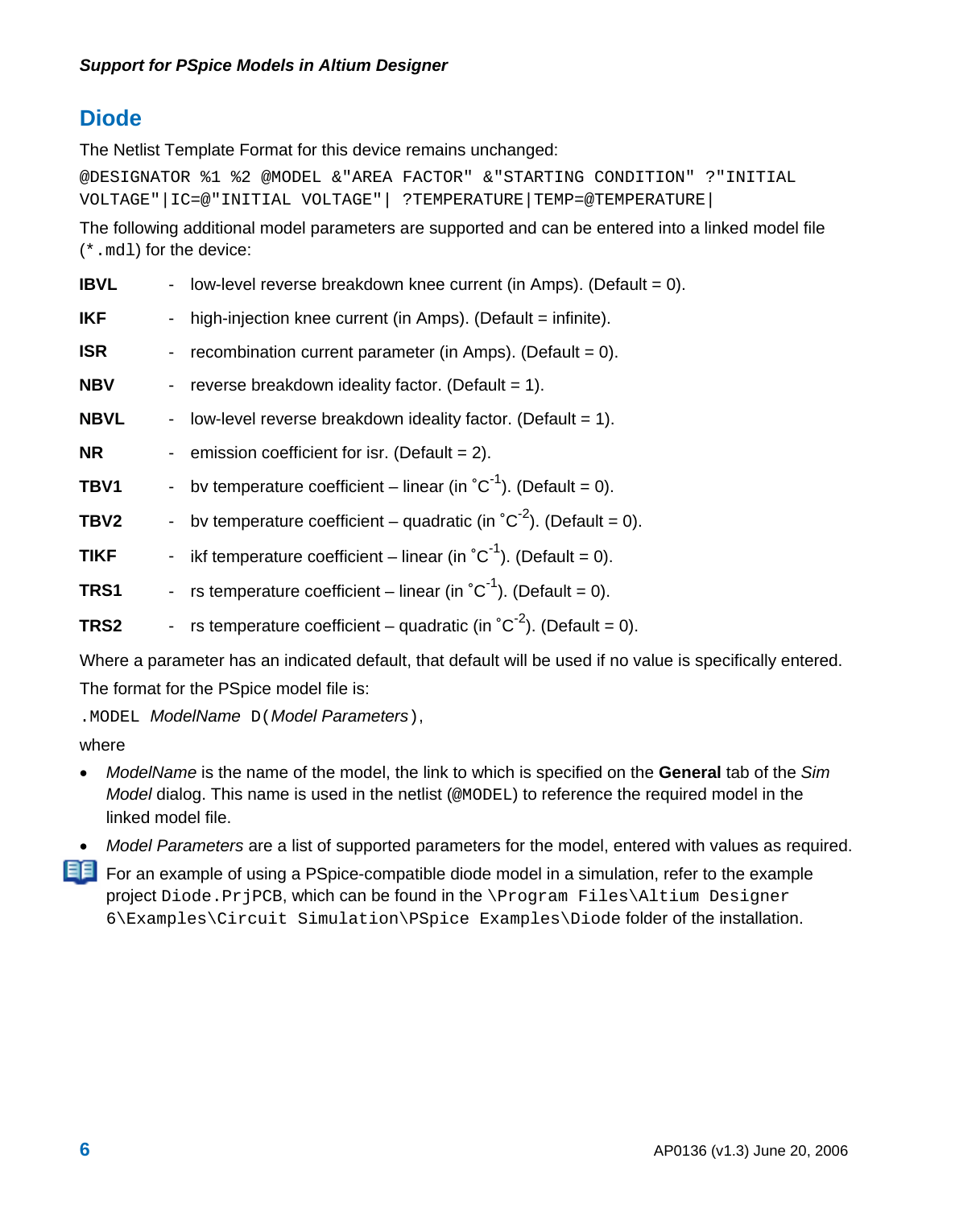## Diode

The Netlist Template Format for this device remains unchanged:

```
@DESIGNATOR %1 %2 @MODEL &"AREA FACTOR" &"STARTING CONDITION" ?"INITIAL VOLTAGE"|IC=@"INITIAL VOLTAGE"| ?TEMPERATURE|TEMP=@TEMPERATURE|
```

The following additional model parameters are supported and can be entered into a linked model file (`*.mdl`) for the device:

**IBVL** - low-level reverse breakdown knee current (in Amps). (Default = 0).

**IKF** - high-injection knee current (in Amps). (Default = infinite).

**ISR** - recombination current parameter (in Amps). (Default = 0).

**NBV** - reverse breakdown ideality factor. (Default = 1).

**NBVL** - low-level reverse breakdown ideality factor. (Default = 1).

**NR** - emission coefficient for isr. (Default = 2).

**TBV1** - bv temperature coefficient – linear (in $^{\circ}C^{-1}$). (Default = 0).

**TBV2** - bv temperature coefficient – quadratic (in $^{\circ}C^{-2}$). (Default = 0).

**TIKF** - ikf temperature coefficient – linear (in $^{\circ}C^{-1}$). (Default = 0).

**TRS1** - rs temperature coefficient – linear (in $^{\circ}C^{-1}$). (Default = 0).

**TRS2** - rs temperature coefficient – quadratic (in $^{\circ}C^{-2}$). (Default = 0).

Where a parameter has an indicated default, that default will be used if no value is specifically entered.

The format for the PSpice model file is:

`.MODEL` *ModelName* `D(`*Model Parameters*`)`,

where

- *ModelName* is the name of the model, the link to which is specified on the **General** tab of the *Sim Model* dialog. This name is used in the netlist (`@MODEL`) to reference the required model in the linked model file.
- *Model Parameters* are a list of supported parameters for the model, entered with values as required.

For an example of using a PSpice-compatible diode model in a simulation, refer to the example project `Diode.PrjPCB`, which can be found in the `\Program Files\Altium Designer 6\Examples\Circuit Simulation\PSpice Examples\Diode` folder of the installation.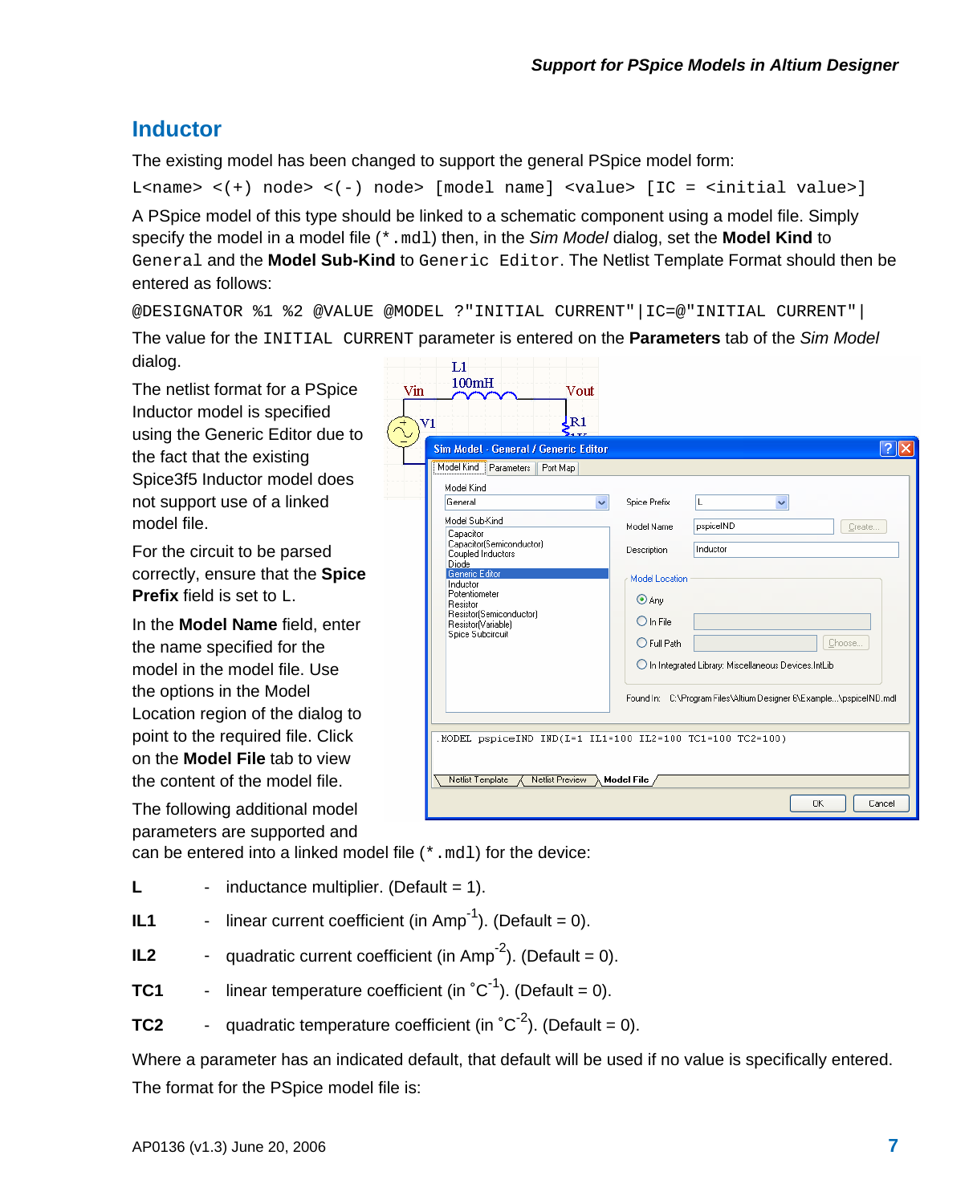## Inductor

The existing model has been changed to support the general PSpice model form:

```
L<name> <(+) node> <(-) node> [model name] <value> [IC = <initial value>]
```

A PSpice model of this type should be linked to a schematic component using a model file. Simply specify the model in a model file (`*.mdl`) then, in the *Sim Model* dialog, set the **Model Kind** to `General` and the **Model Sub-Kind** to `Generic Editor`. The Netlist Template Format should then be entered as follows:

```
@DESIGNATOR %1 %2 @VALUE @MODEL ?"INITIAL CURRENT"|IC=@"INITIAL CURRENT"|
```

The value for the `INITIAL CURRENT` parameter is entered on the **Parameters** tab of the *Sim Model* dialog.

The netlist format for a PSpice Inductor model is specified using the Generic Editor due to the fact that the existing Spice3f5 Inductor model does not support use of a linked model file.

For the circuit to be parsed correctly, ensure that the **Spice Prefix** field is set to `L`.

In the **Model Name** field, enter the name specified for the model in the model file. Use the options in the Model Location region of the dialog to point to the required file. Click on the **Model File** tab to view the content of the model file.

The following additional model parameters are supported and can be entered into a linked model file (`*.mdl`) for the device:

**L** - inductance multiplier. (Default = 1).

**IL1** - linear current coefficient (in Amp$^{-1}$). (Default = 0).

**IL2** - quadratic current coefficient (in Amp$^{-2}$). (Default = 0).

**TC1** - linear temperature coefficient (in $^{\circ}C^{-1}$). (Default = 0).

**TC2** - quadratic temperature coefficient (in $^{\circ}C^{-2}$). (Default = 0).

Where a parameter has an indicated default, that default will be used if no value is specifically entered.

The format for the PSpice model file is: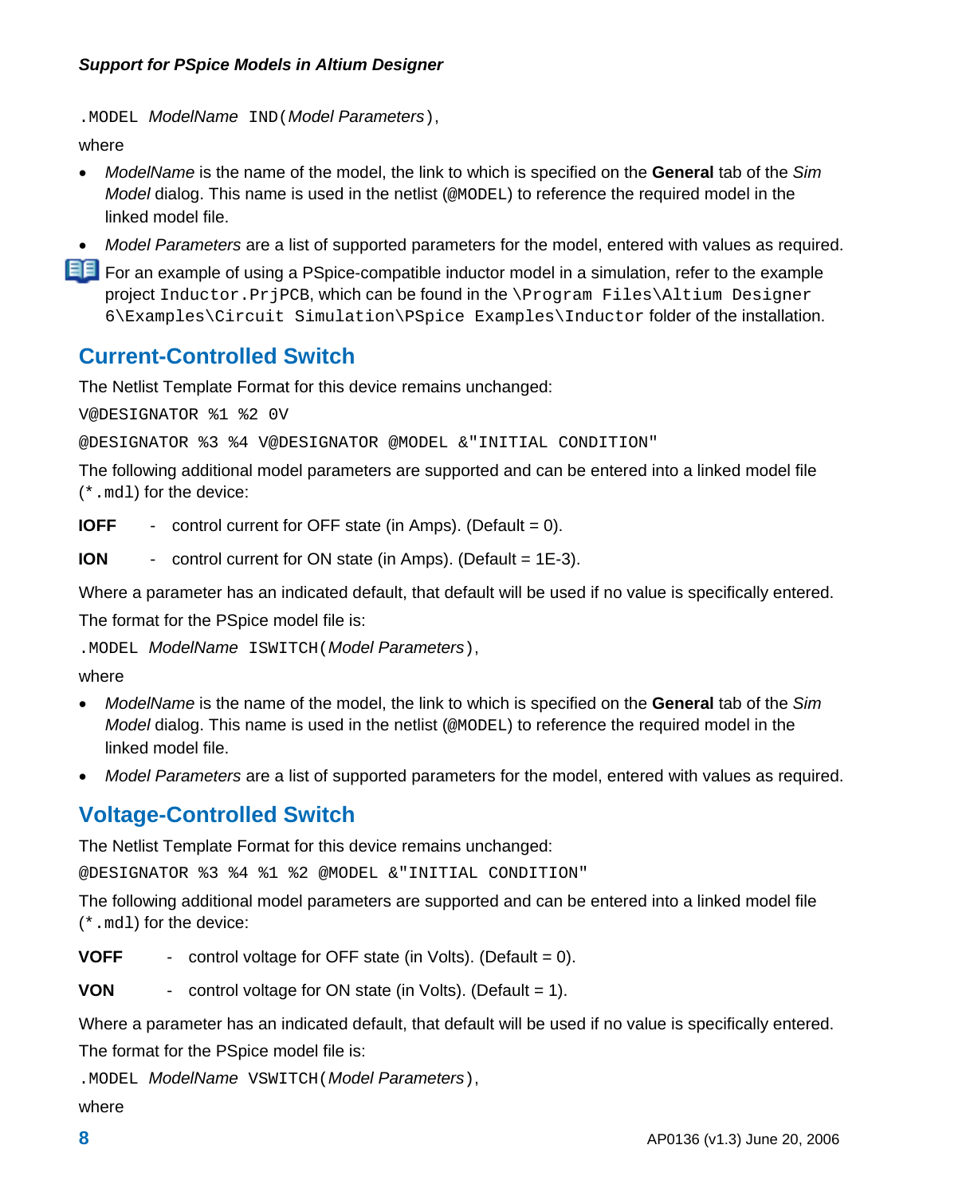`.MODEL` *ModelName* `IND(`*Model Parameters*`)`,

where

- *ModelName* is the name of the model, the link to which is specified on the **General** tab of the *Sim Model* dialog. This name is used in the netlist (`@MODEL`) to reference the required model in the linked model file.
- *Model Parameters* are a list of supported parameters for the model, entered with values as required.

For an example of using a PSpice-compatible inductor model in a simulation, refer to the example project `Inductor.PrjPCB`, which can be found in the `\Program Files\Altium Designer 6\Examples\Circuit Simulation\PSpice Examples\Inductor` folder of the installation.

## Current-Controlled Switch

The Netlist Template Format for this device remains unchanged:

```
V@DESIGNATOR %1 %2 0V
@DESIGNATOR %3 %4 V@DESIGNATOR @MODEL &"INITIAL CONDITION"
```

The following additional model parameters are supported and can be entered into a linked model file (`*.mdl`) for the device:

**IOFF** - control current for OFF state (in Amps). (Default = 0).

**ION** - control current for ON state (in Amps). (Default = 1E-3).

Where a parameter has an indicated default, that default will be used if no value is specifically entered.

The format for the PSpice model file is:

`.MODEL` *ModelName* `ISWITCH(`*Model Parameters*`)`,

where

- *ModelName* is the name of the model, the link to which is specified on the **General** tab of the *Sim Model* dialog. This name is used in the netlist (`@MODEL`) to reference the required model in the linked model file.
- *Model Parameters* are a list of supported parameters for the model, entered with values as required.

## Voltage-Controlled Switch

The Netlist Template Format for this device remains unchanged:

```
@DESIGNATOR %3 %4 %1 %2 @MODEL &"INITIAL CONDITION"
```

The following additional model parameters are supported and can be entered into a linked model file (`*.mdl`) for the device:

**VOFF** - control voltage for OFF state (in Volts). (Default = 0).

**VON** - control voltage for ON state (in Volts). (Default = 1).

Where a parameter has an indicated default, that default will be used if no value is specifically entered.

The format for the PSpice model file is:

`.MODEL` *ModelName* `VSWITCH(`*Model Parameters*`)`,

where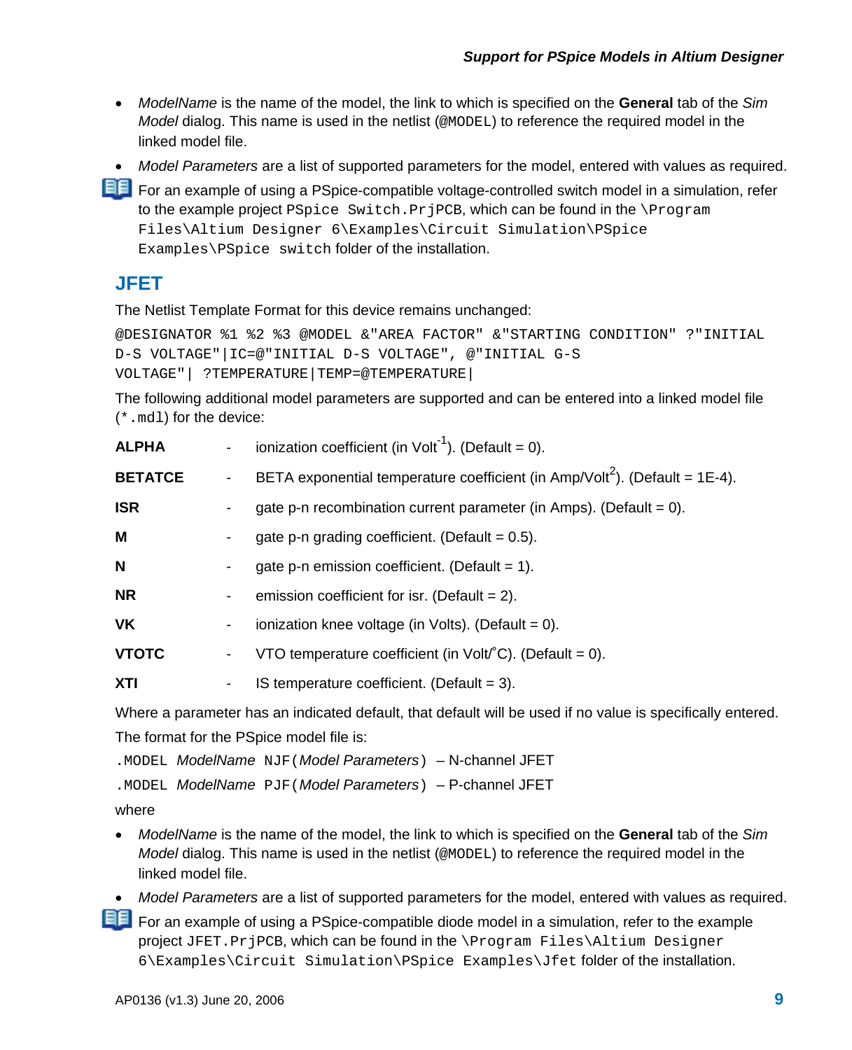- *ModelName* is the name of the model, the link to which is specified on the **General** tab of the *Sim Model* dialog. This name is used in the netlist (@MODEL) to reference the required model in the linked model file.
- *Model Parameters* are a list of supported parameters for the model, entered with values as required.

For an example of using a PSpice-compatible voltage-controlled switch model in a simulation, refer to the example project `PSpice Switch.PrjPCB`, which can be found in the `\Program Files\Altium Designer 6\Examples\Circuit Simulation\PSpice Examples\PSpice switch` folder of the installation.

## JFET

The Netlist Template Format for this device remains unchanged:

```
@DESIGNATOR %1 %2 %3 @MODEL &"AREA FACTOR" &"STARTING CONDITION" ?"INITIAL D-S VOLTAGE"|IC=@"INITIAL D-S VOLTAGE", @"INITIAL G-S VOLTAGE"| ?TEMPERATURE|TEMP=@TEMPERATURE|
```

The following additional model parameters are supported and can be entered into a linked model file (`*.mdl`) for the device:

| | | |
|---|---|---|
| **ALPHA** | - | ionization coefficient (in Volt$^{-1}$). (Default = 0). |
| **BETATCE** | - | BETA exponential temperature coefficient (in Amp/Volt$^{2}$). (Default = 1E-4). |
| **ISR** | - | gate p-n recombination current parameter (in Amps). (Default = 0). |
| **M** | - | gate p-n grading coefficient. (Default = 0.5). |
| **N** | - | gate p-n emission coefficient. (Default = 1). |
| **NR** | - | emission coefficient for isr. (Default = 2). |
| **VK** | - | ionization knee voltage (in Volts). (Default = 0). |
| **VTOTC** | - | VTO temperature coefficient (in Volt/°C). (Default = 0). |
| **XTI** | - | IS temperature coefficient. (Default = 3). |

Where a parameter has an indicated default, that default will be used if no value is specifically entered.

The format for the PSpice model file is:

`.MODEL` *ModelName* `NJF(`*Model Parameters*`)` – N-channel JFET

`.MODEL` *ModelName* `PJF(`*Model Parameters*`)` – P-channel JFET

where

- *ModelName* is the name of the model, the link to which is specified on the **General** tab of the *Sim Model* dialog. This name is used in the netlist (@MODEL) to reference the required model in the linked model file.
- *Model Parameters* are a list of supported parameters for the model, entered with values as required.

For an example of using a PSpice-compatible diode model in a simulation, refer to the example project `JFET.PrjPCB`, which can be found in the `\Program Files\Altium Designer 6\Examples\Circuit Simulation\PSpice Examples\Jfet` folder of the installation.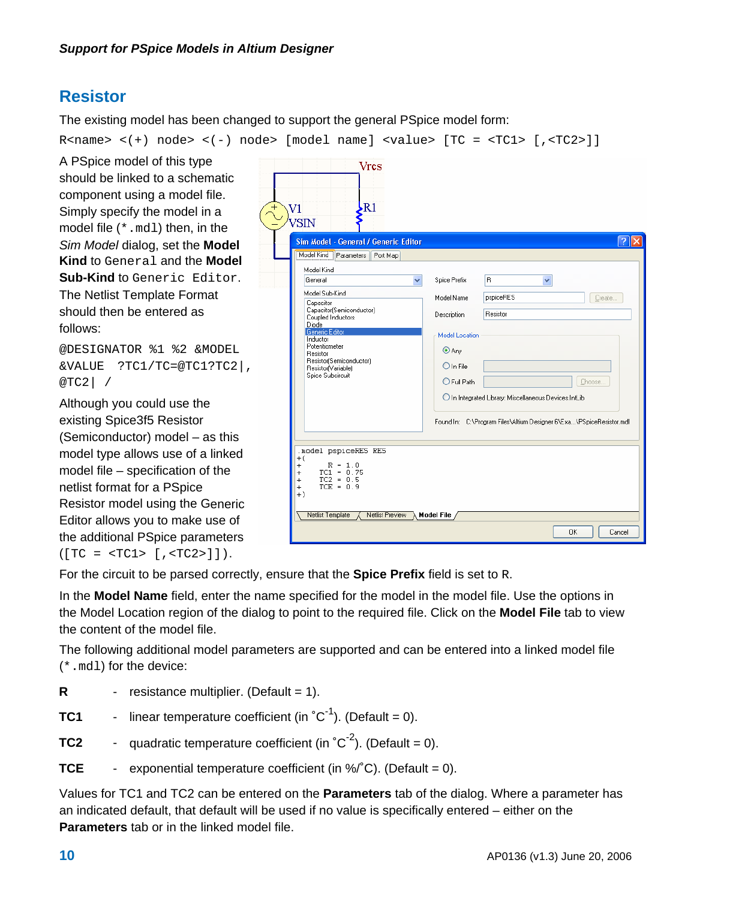## Resistor

The existing model has been changed to support the general PSpice model form:

```
R<name> <(+) node> <(-) node> [model name] <value> [TC = <TC1> [,<TC2>]]
```

A PSpice model of this type should be linked to a schematic component using a model file. Simply specify the model in a model file (`*.mdl`) then, in the *Sim Model* dialog, set the **Model Kind** to `General` and the **Model Sub-Kind** to `Generic Editor`. The Netlist Template Format should then be entered as follows:

```
@DESIGNATOR %1 %2 &MODEL
&VALUE  ?TC1/TC=@TC1?TC2|,
@TC2| /
```

Although you could use the existing Spice3f5 Resistor (Semiconductor) model – as this model type allows use of a linked model file – specification of the netlist format for a PSpice Resistor model using the Generic Editor allows you to make use of the additional PSpice parameters (`[TC = <TC1> [,<TC2>]]`).

For the circuit to be parsed correctly, ensure that the **Spice Prefix** field is set to `R`.

In the **Model Name** field, enter the name specified for the model in the model file. Use the options in the Model Location region of the dialog to point to the required file. Click on the **Model File** tab to view the content of the model file.

The following additional model parameters are supported and can be entered into a linked model file (`*.mdl`) for the device:

**R** - resistance multiplier. (Default = 1).

**TC1** - linear temperature coefficient (in $^{\circ}C^{-1}$). (Default = 0).

**TC2** - quadratic temperature coefficient (in $^{\circ}C^{-2}$). (Default = 0).

**TCE** - exponential temperature coefficient (in %/$^{\circ}$C). (Default = 0).

Values for TC1 and TC2 can be entered on the **Parameters** tab of the dialog. Where a parameter has an indicated default, that default will be used if no value is specifically entered – either on the **Parameters** tab or in the linked model file.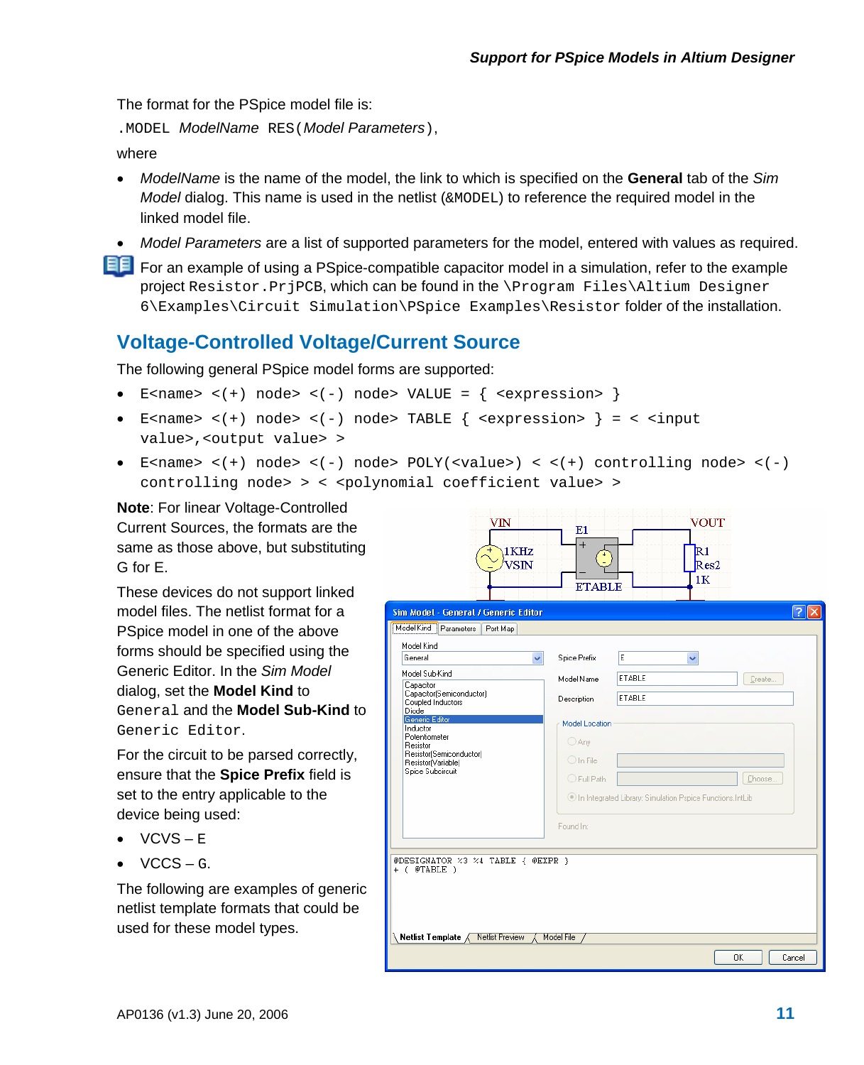The format for the PSpice model file is:

`.MODEL` *ModelName* `RES(`*Model Parameters*`)`,

where

- *ModelName* is the name of the model, the link to which is specified on the **General** tab of the *Sim Model* dialog. This name is used in the netlist (`&MODEL`) to reference the required model in the linked model file.
- *Model Parameters* are a list of supported parameters for the model, entered with values as required.

For an example of using a PSpice-compatible capacitor model in a simulation, refer to the example project `Resistor.PrjPCB`, which can be found in the `\Program Files\Altium Designer 6\Examples\Circuit Simulation\PSpice Examples\Resistor` folder of the installation.

## Voltage-Controlled Voltage/Current Source

The following general PSpice model forms are supported:

- `E<name> <(+) node> <(-) node> VALUE = { <expression> }`
- `E<name> <(+) node> <(-) node> TABLE { <expression> } = < <input value>,<output value> >`
- `E<name> <(+) node> <(-) node> POLY(<value>) < <(+) controlling node> <(-) controlling node> > < <polynomial coefficient value> >`

**Note**: For linear Voltage-Controlled Current Sources, the formats are the same as those above, but substituting G for E.

These devices do not support linked model files. The netlist format for a PSpice model in one of the above forms should be specified using the Generic Editor. In the *Sim Model* dialog, set the **Model Kind** to `General` and the **Model Sub-Kind** to `Generic Editor`.

For the circuit to be parsed correctly, ensure that the **Spice Prefix** field is set to the entry applicable to the device being used:

- VCVS – `E`
- VCCS – `G`.

The following are examples of generic netlist template formats that could be used for these model types.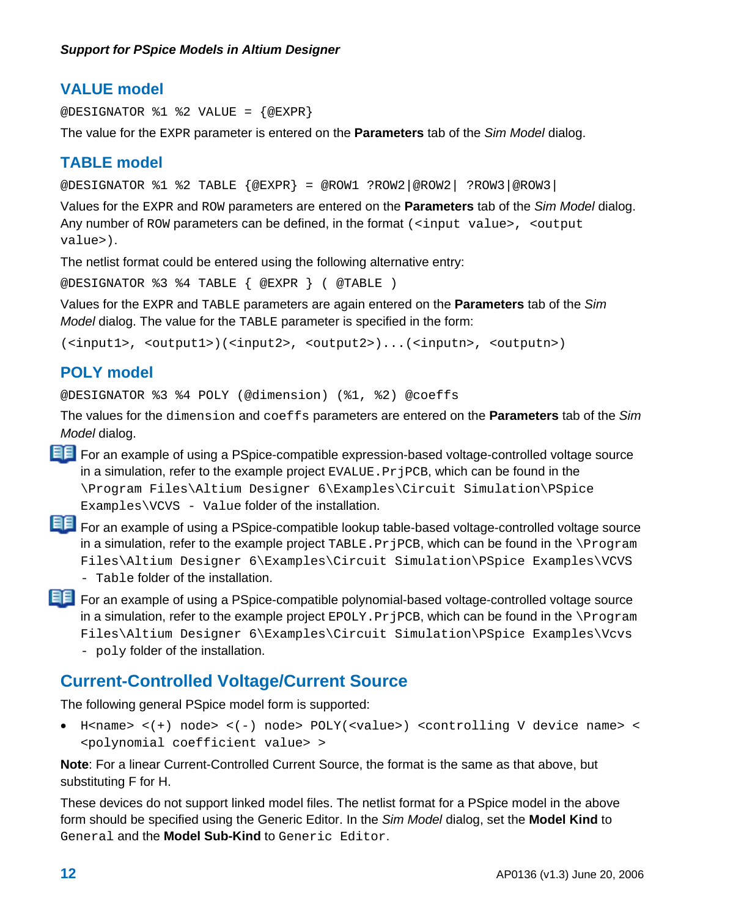### VALUE model

```
@DESIGNATOR %1 %2 VALUE = {@EXPR}
```

The value for the `EXPR` parameter is entered on the **Parameters** tab of the *Sim Model* dialog.

### TABLE model

```
@DESIGNATOR %1 %2 TABLE {@EXPR} = @ROW1 ?ROW2|@ROW2| ?ROW3|@ROW3|
```

Values for the `EXPR` and `ROW` parameters are entered on the **Parameters** tab of the *Sim Model* dialog. Any number of `ROW` parameters can be defined, in the format `(<input value>, <output value>)`.

The netlist format could be entered using the following alternative entry:

```
@DESIGNATOR %3 %4 TABLE { @EXPR } ( @TABLE )
```

Values for the `EXPR` and `TABLE` parameters are again entered on the **Parameters** tab of the *Sim Model* dialog. The value for the `TABLE` parameter is specified in the form:

```
(<input1>, <output1>)(<input2>, <output2>)...(<inputn>, <outputn>)
```

### POLY model

```
@DESIGNATOR %3 %4 POLY (@dimension) (%1, %2) @coeffs
```

The values for the `dimension` and `coeffs` parameters are entered on the **Parameters** tab of the *Sim Model* dialog.

For an example of using a PSpice-compatible expression-based voltage-controlled voltage source in a simulation, refer to the example project `EVALUE.PrjPCB`, which can be found in the `\Program Files\Altium Designer 6\Examples\Circuit Simulation\PSpice Examples\VCVS - Value` folder of the installation.

For an example of using a PSpice-compatible lookup table-based voltage-controlled voltage source in a simulation, refer to the example project `TABLE.PrjPCB`, which can be found in the `\Program Files\Altium Designer 6\Examples\Circuit Simulation\PSpice Examples\VCVS - Table` folder of the installation.

For an example of using a PSpice-compatible polynomial-based voltage-controlled voltage source in a simulation, refer to the example project `EPOLY.PrjPCB`, which can be found in the `\Program Files\Altium Designer 6\Examples\Circuit Simulation\PSpice Examples\Vcvs - poly` folder of the installation.

## Current-Controlled Voltage/Current Source

The following general PSpice model form is supported:

- `H<name> <(+) node> <(-) node> POLY(<value>) <controlling V device name> < <polynomial coefficient value> >`

**Note**: For a linear Current-Controlled Current Source, the format is the same as that above, but substituting F for H.

These devices do not support linked model files. The netlist format for a PSpice model in the above form should be specified using the Generic Editor. In the *Sim Model* dialog, set the **Model Kind** to `General` and the **Model Sub-Kind** to `Generic Editor`.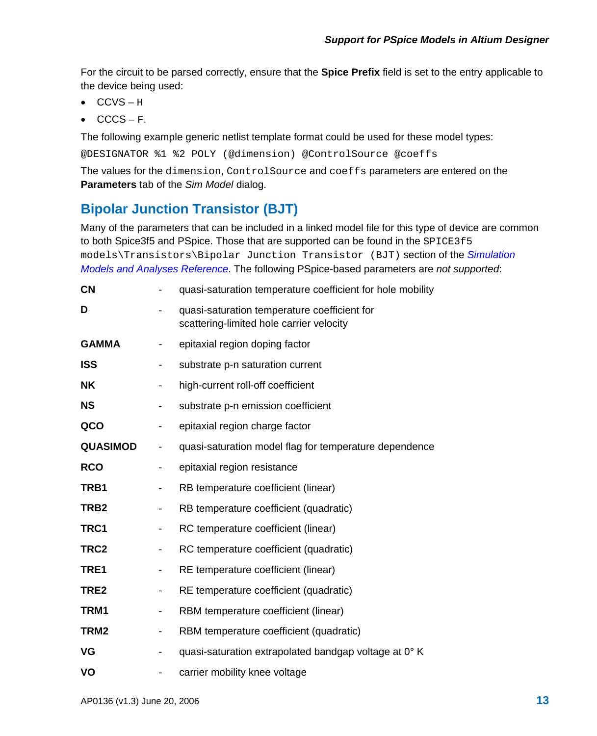For the circuit to be parsed correctly, ensure that the **Spice Prefix** field is set to the entry applicable to the device being used:

- CCVS – `H`
- CCCS – `F`.

The following example generic netlist template format could be used for these model types:

```
@DESIGNATOR %1 %2 POLY (@dimension) @ControlSource @coeffs
```

The values for the `dimension`, `ControlSource` and `coeffs` parameters are entered on the **Parameters** tab of the *Sim Model* dialog.

## Bipolar Junction Transistor (BJT)

Many of the parameters that can be included in a linked model file for this type of device are common to both Spice3f5 and PSpice. Those that are supported can be found in the `SPICE3f5 models\Transistors\Bipolar Junction Transistor (BJT)` section of the *Simulation Models and Analyses Reference*. The following PSpice-based parameters are *not supported*:

| | | |
|---|---|---|
| **CN** | - | quasi-saturation temperature coefficient for hole mobility |
| **D** | - | quasi-saturation temperature coefficient for scattering-limited hole carrier velocity |
| **GAMMA** | - | epitaxial region doping factor |
| **ISS** | - | substrate p-n saturation current |
| **NK** | - | high-current roll-off coefficient |
| **NS** | - | substrate p-n emission coefficient |
| **QCO** | - | epitaxial region charge factor |
| **QUASIMOD** | - | quasi-saturation model flag for temperature dependence |
| **RCO** | - | epitaxial region resistance |
| **TRB1** | - | RB temperature coefficient (linear) |
| **TRB2** | - | RB temperature coefficient (quadratic) |
| **TRC1** | - | RC temperature coefficient (linear) |
| **TRC2** | - | RC temperature coefficient (quadratic) |
| **TRE1** | - | RE temperature coefficient (linear) |
| **TRE2** | - | RE temperature coefficient (quadratic) |
| **TRM1** | - | RBM temperature coefficient (linear) |
| **TRM2** | - | RBM temperature coefficient (quadratic) |
| **VG** | - | quasi-saturation extrapolated bandgap voltage at 0° K |
| **VO** | - | carrier mobility knee voltage |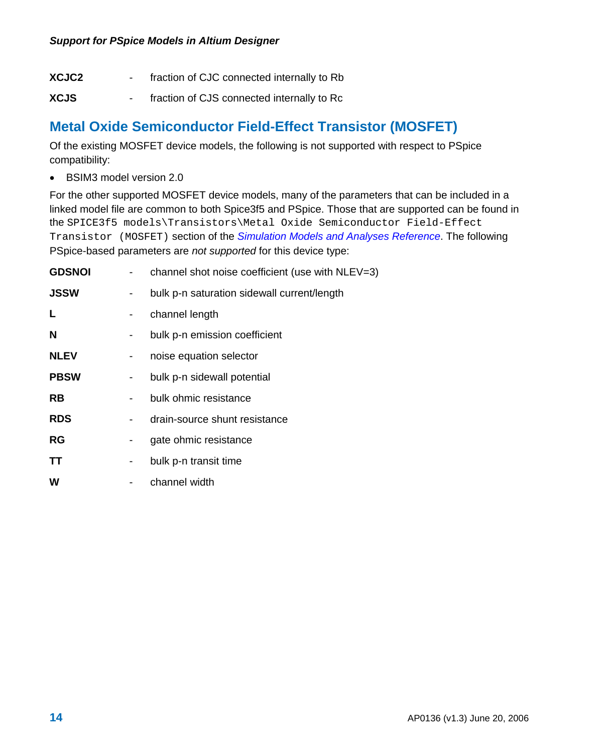**XCJC2** - fraction of CJC connected internally to Rb

**XCJS** - fraction of CJS connected internally to Rc

## Metal Oxide Semiconductor Field-Effect Transistor (MOSFET)

Of the existing MOSFET device models, the following is not supported with respect to PSpice compatibility:

- BSIM3 model version 2.0

For the other supported MOSFET device models, many of the parameters that can be included in a linked model file are common to both Spice3f5 and PSpice. Those that are supported can be found in the `SPICE3f5 models\Transistors\Metal Oxide Semiconductor Field-Effect Transistor (MOSFET)` section of the *Simulation Models and Analyses Reference*. The following PSpice-based parameters are *not supported* for this device type:

**GDSNOI** - channel shot noise coefficient (use with NLEV=3)

**JSSW** - bulk p-n saturation sidewall current/length

**L** - channel length

**N** - bulk p-n emission coefficient

**NLEV** - noise equation selector

**PBSW** - bulk p-n sidewall potential

**RB** - bulk ohmic resistance

**RDS** - drain-source shunt resistance

**RG** - gate ohmic resistance

**TT** - bulk p-n transit time

**W** - channel width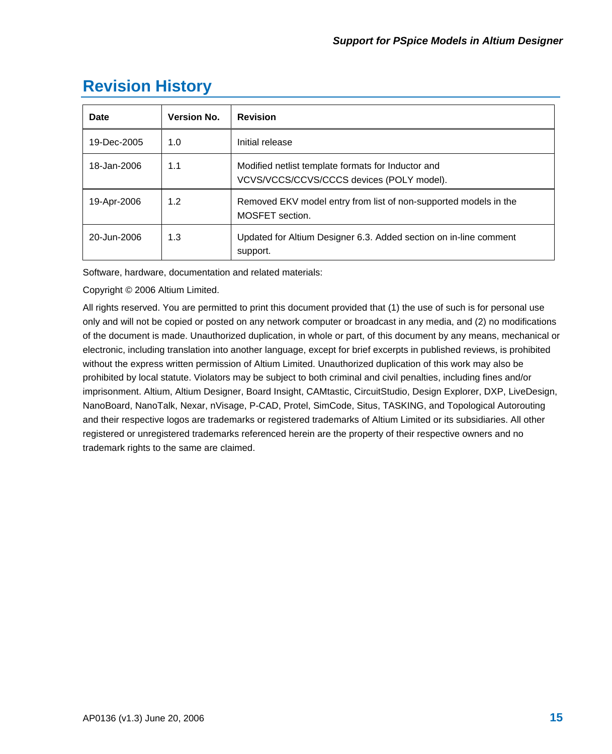## Revision History

| Date | Version No. | Revision |
|---|---|---|
| 19-Dec-2005 | 1.0 | Initial release |
| 18-Jan-2006 | 1.1 | Modified netlist template formats for Inductor and VCVS/VCCS/CCVS/CCCS devices (POLY model). |
| 19-Apr-2006 | 1.2 | Removed EKV model entry from list of non-supported models in the MOSFET section. |
| 20-Jun-2006 | 1.3 | Updated for Altium Designer 6.3. Added section on in-line comment support. |

Software, hardware, documentation and related materials:

Copyright © 2006 Altium Limited.

All rights reserved. You are permitted to print this document provided that (1) the use of such is for personal use only and will not be copied or posted on any network computer or broadcast in any media, and (2) no modifications of the document is made. Unauthorized duplication, in whole or part, of this document by any means, mechanical or electronic, including translation into another language, except for brief excerpts in published reviews, is prohibited without the express written permission of Altium Limited. Unauthorized duplication of this work may also be prohibited by local statute. Violators may be subject to both criminal and civil penalties, including fines and/or imprisonment. Altium, Altium Designer, Board Insight, CAMtastic, CircuitStudio, Design Explorer, DXP, LiveDesign, NanoBoard, NanoTalk, Nexar, nVisage, P-CAD, Protel, SimCode, Situs, TASKING, and Topological Autorouting and their respective logos are trademarks or registered trademarks of Altium Limited or its subsidiaries. All other registered or unregistered trademarks referenced herein are the property of their respective owners and no trademark rights to the same are claimed.